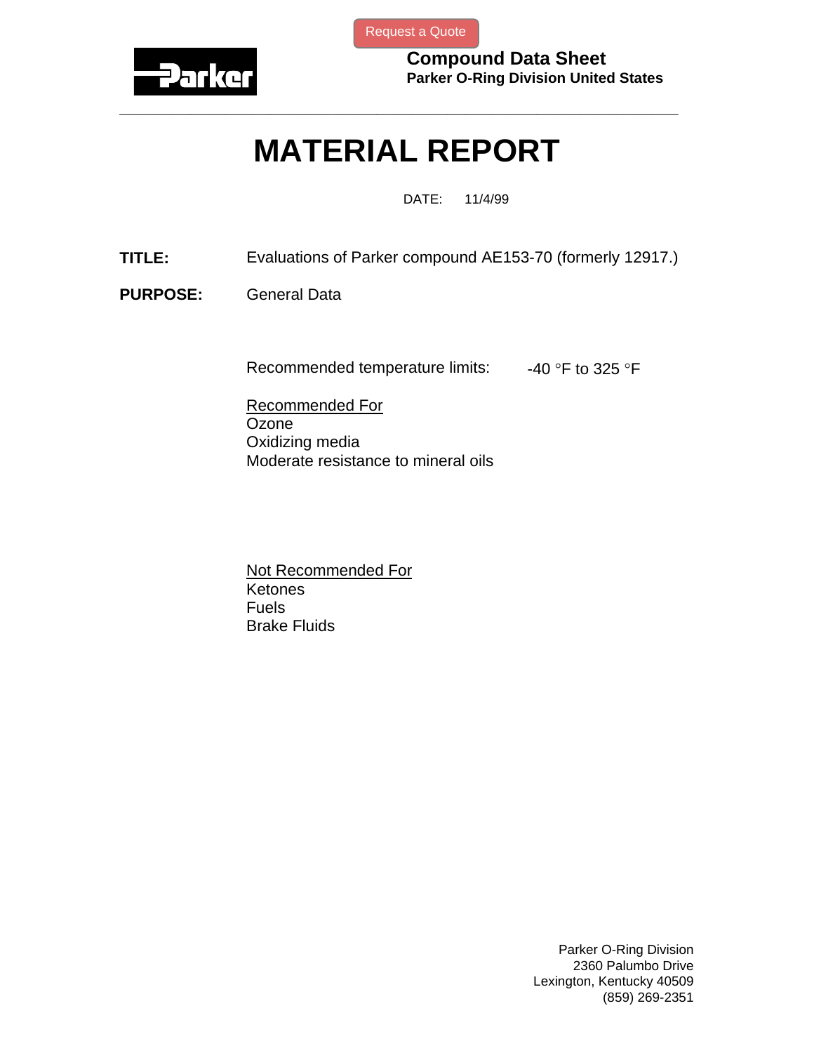Compound Data Sheet
**Parker O-Ring Division United States**

# MATERIAL REPORT

DATE: 11/4/99

**TITLE:** Evaluations of Parker compound AE153-70 (formerly 12917.)

**PURPOSE:** General Data

Recommended temperature limits: -40 °F to 325 °F

Recommended For
Ozone
Oxidizing media
Moderate resistance to mineral oils

Not Recommended For
Ketones
Fuels
Brake Fluids

Parker O-Ring Division
2360 Palumbo Drive
Lexington, Kentucky 40509
(859) 269-2351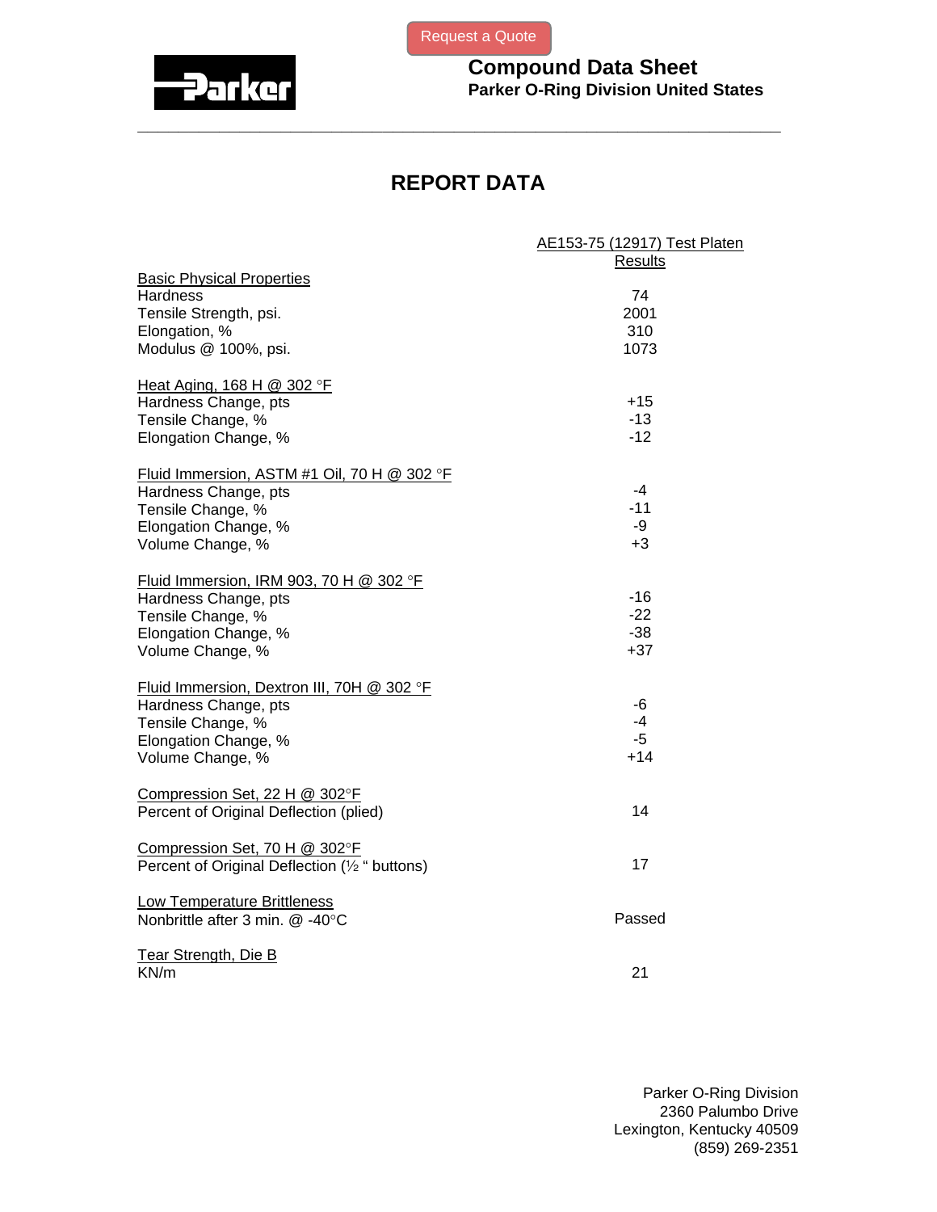Request a Quote

**Compound Data Sheet**
**Parker O-Ring Division United States**

# REPORT DATA

| | AE153-75 (12917) Test Platen Results |
|---|---|
| **Basic Physical Properties** | |
| Hardness | 74 |
| Tensile Strength, psi. | 2001 |
| Elongation, % | 310 |
| Modulus @ 100%, psi. | 1073 |
| **Heat Aging, 168 H @ 302 °F** | |
| Hardness Change, pts | +15 |
| Tensile Change, % | -13 |
| Elongation Change, % | -12 |
| **Fluid Immersion, ASTM #1 Oil, 70 H @ 302 °F** | |
| Hardness Change, pts | -4 |
| Tensile Change, % | -11 |
| Elongation Change, % | -9 |
| Volume Change, % | +3 |
| **Fluid Immersion, IRM 903, 70 H @ 302 °F** | |
| Hardness Change, pts | -16 |
| Tensile Change, % | -22 |
| Elongation Change, % | -38 |
| Volume Change, % | +37 |
| **Fluid Immersion, Dextron III, 70H @ 302 °F** | |
| Hardness Change, pts | -6 |
| Tensile Change, % | -4 |
| Elongation Change, % | -5 |
| Volume Change, % | +14 |
| **Compression Set, 22 H @ 302°F** | |
| Percent of Original Deflection (plied) | 14 |
| **Compression Set, 70 H @ 302°F** | |
| Percent of Original Deflection (½ " buttons) | 17 |
| **Low Temperature Brittleness** | |
| Nonbrittle after 3 min. @ -40°C | Passed |
| **Tear Strength, Die B** | |
| KN/m | 21 |

Parker O-Ring Division
2360 Palumbo Drive
Lexington, Kentucky 40509
(859) 269-2351